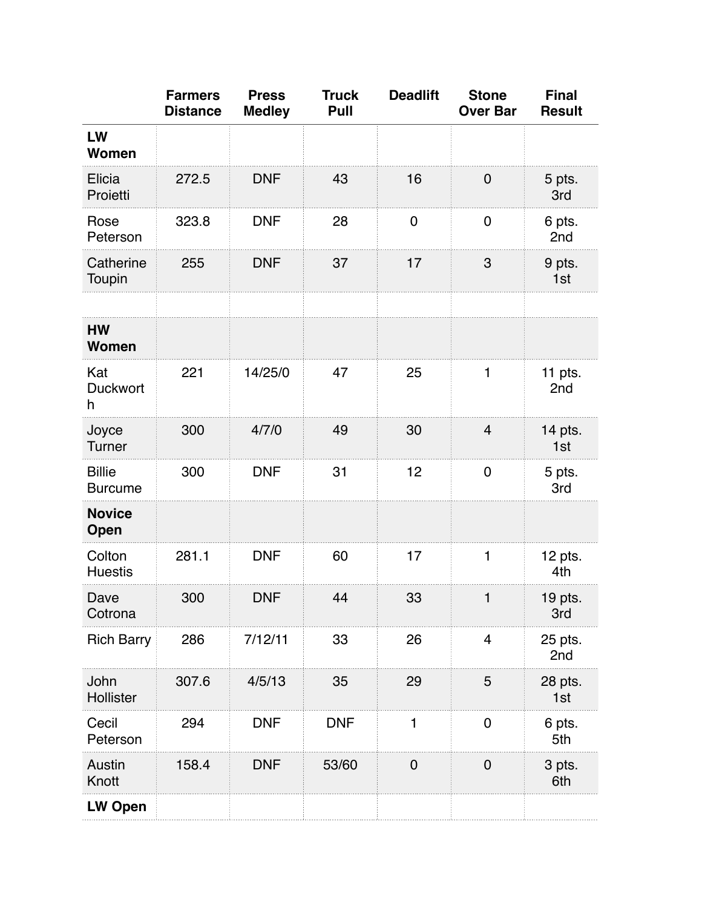| | Farmers Distance | Press Medley | Truck Pull | Deadlift | Stone Over Bar | Final Result |
|---|---|---|---|---|---|---|
| **LW Women** | | | | | | |
| Elicia Proietti | 272.5 | DNF | 43 | 16 | 0 | 5 pts. 3rd |
| Rose Peterson | 323.8 | DNF | 28 | 0 | 0 | 6 pts. 2nd |
| Catherine Toupin | 255 | DNF | 37 | 17 | 3 | 9 pts. 1st |
| | | | | | | |
| **HW Women** | | | | | | |
| Kat Duckworth | 221 | 14/25/0 | 47 | 25 | 1 | 11 pts. 2nd |
| Joyce Turner | 300 | 4/7/0 | 49 | 30 | 4 | 14 pts. 1st |
| Billie Burcume | 300 | DNF | 31 | 12 | 0 | 5 pts. 3rd |
| **Novice Open** | | | | | | |
| Colton Huestis | 281.1 | DNF | 60 | 17 | 1 | 12 pts. 4th |
| Dave Cotrona | 300 | DNF | 44 | 33 | 1 | 19 pts. 3rd |
| Rich Barry | 286 | 7/12/11 | 33 | 26 | 4 | 25 pts. 2nd |
| John Hollister | 307.6 | 4/5/13 | 35 | 29 | 5 | 28 pts. 1st |
| Cecil Peterson | 294 | DNF | DNF | 1 | 0 | 6 pts. 5th |
| Austin Knott | 158.4 | DNF | 53/60 | 0 | 0 | 3 pts. 6th |
| **LW Open** | | | | | | |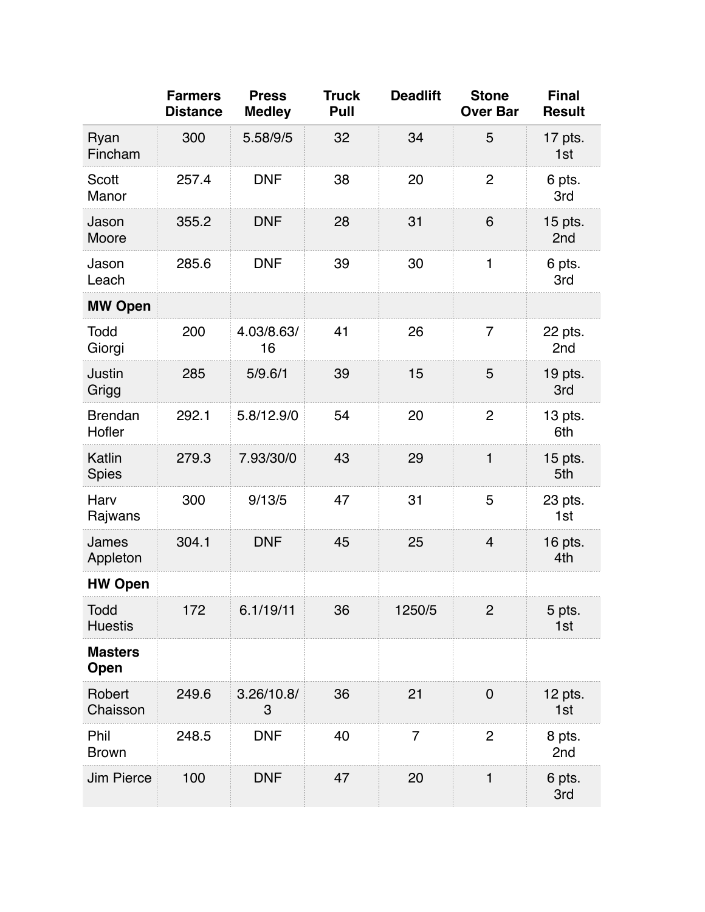| | Farmers Distance | Press Medley | Truck Pull | Deadlift | Stone Over Bar | Final Result |
|---|---|---|---|---|---|---|
| Ryan Fincham | 300 | 5.58/9/5 | 32 | 34 | 5 | 17 pts. 1st |
| Scott Manor | 257.4 | DNF | 38 | 20 | 2 | 6 pts. 3rd |
| Jason Moore | 355.2 | DNF | 28 | 31 | 6 | 15 pts. 2nd |
| Jason Leach | 285.6 | DNF | 39 | 30 | 1 | 6 pts. 3rd |
| **MW Open** | | | | | | |
| Todd Giorgi | 200 | 4.03/8.63/16 | 41 | 26 | 7 | 22 pts. 2nd |
| Justin Grigg | 285 | 5/9.6/1 | 39 | 15 | 5 | 19 pts. 3rd |
| Brendan Hofler | 292.1 | 5.8/12.9/0 | 54 | 20 | 2 | 13 pts. 6th |
| Katlin Spies | 279.3 | 7.93/30/0 | 43 | 29 | 1 | 15 pts. 5th |
| Harv Rajwans | 300 | 9/13/5 | 47 | 31 | 5 | 23 pts. 1st |
| James Appleton | 304.1 | DNF | 45 | 25 | 4 | 16 pts. 4th |
| **HW Open** | | | | | | |
| Todd Huestis | 172 | 6.1/19/11 | 36 | 1250/5 | 2 | 5 pts. 1st |
| **Masters Open** | | | | | | |
| Robert Chaisson | 249.6 | 3.26/10.8/3 | 36 | 21 | 0 | 12 pts. 1st |
| Phil Brown | 248.5 | DNF | 40 | 7 | 2 | 8 pts. 2nd |
| Jim Pierce | 100 | DNF | 47 | 20 | 1 | 6 pts. 3rd |